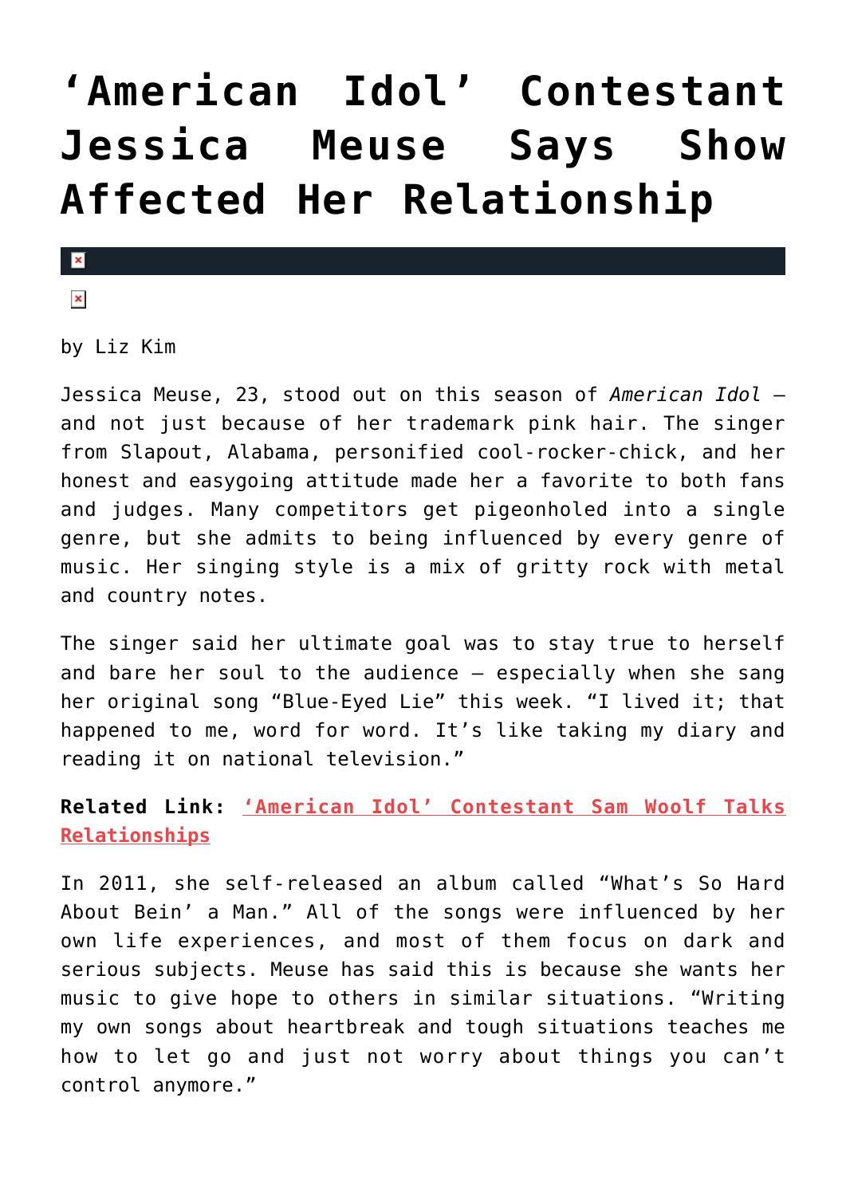# ‘American Idol’ Contestant Jessica Meuse Says Show Affected Her Relationship

by Liz Kim

Jessica Meuse, 23, stood out on this season of *American Idol* – and not just because of her trademark pink hair. The singer from Slapout, Alabama, personified cool-rocker-chick, and her honest and easygoing attitude made her a favorite to both fans and judges. Many competitors get pigeonholed into a single genre, but she admits to being influenced by every genre of music. Her singing style is a mix of gritty rock with metal and country notes.

The singer said her ultimate goal was to stay true to herself and bare her soul to the audience – especially when she sang her original song “Blue-Eyed Lie” this week. “I lived it; that happened to me, word for word. It’s like taking my diary and reading it on national television.”

**Related Link:** ‘American Idol’ Contestant Sam Woolf Talks Relationships

In 2011, she self-released an album called “What’s So Hard About Bein’ a Man.” All of the songs were influenced by her own life experiences, and most of them focus on dark and serious subjects. Meuse has said this is because she wants her music to give hope to others in similar situations. “Writing my own songs about heartbreak and tough situations teaches me how to let go and just not worry about things you can’t control anymore.”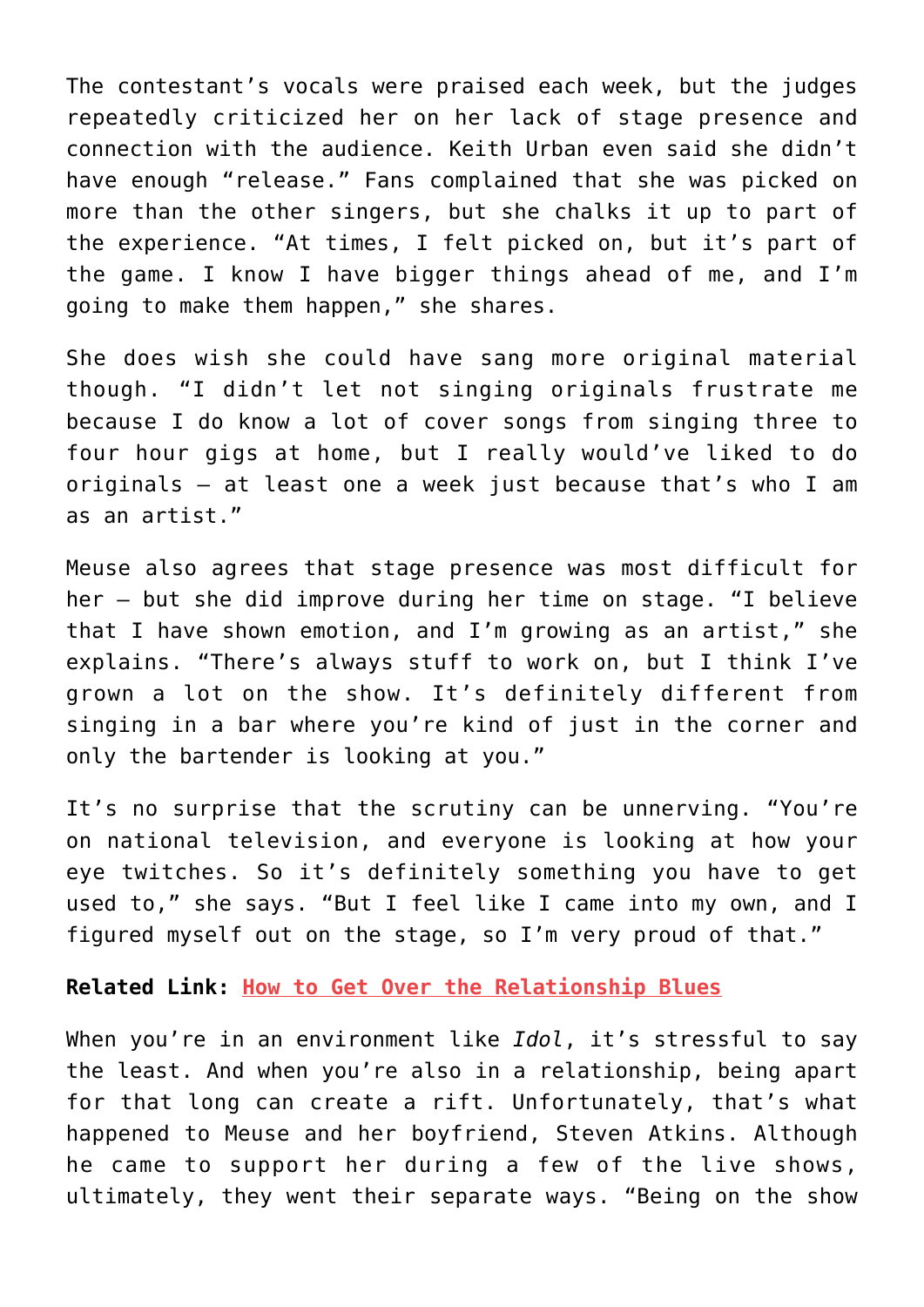The contestant's vocals were praised each week, but the judges repeatedly criticized her on her lack of stage presence and connection with the audience. Keith Urban even said she didn't have enough "release." Fans complained that she was picked on more than the other singers, but she chalks it up to part of the experience. "At times, I felt picked on, but it's part of the game. I know I have bigger things ahead of me, and I'm going to make them happen," she shares.

She does wish she could have sang more original material though. "I didn't let not singing originals frustrate me because I do know a lot of cover songs from singing three to four hour gigs at home, but I really would've liked to do originals – at least one a week just because that's who I am as an artist."

Meuse also agrees that stage presence was most difficult for her – but she did improve during her time on stage. "I believe that I have shown emotion, and I'm growing as an artist," she explains. "There's always stuff to work on, but I think I've grown a lot on the show. It's definitely different from singing in a bar where you're kind of just in the corner and only the bartender is looking at you."

It's no surprise that the scrutiny can be unnerving. "You're on national television, and everyone is looking at how your eye twitches. So it's definitely something you have to get used to," she says. "But I feel like I came into my own, and I figured myself out on the stage, so I'm very proud of that."

**Related Link:** [How to Get Over the Relationship Blues]

When you're in an environment like *Idol*, it's stressful to say the least. And when you're also in a relationship, being apart for that long can create a rift. Unfortunately, that's what happened to Meuse and her boyfriend, Steven Atkins. Although he came to support her during a few of the live shows, ultimately, they went their separate ways. "Being on the show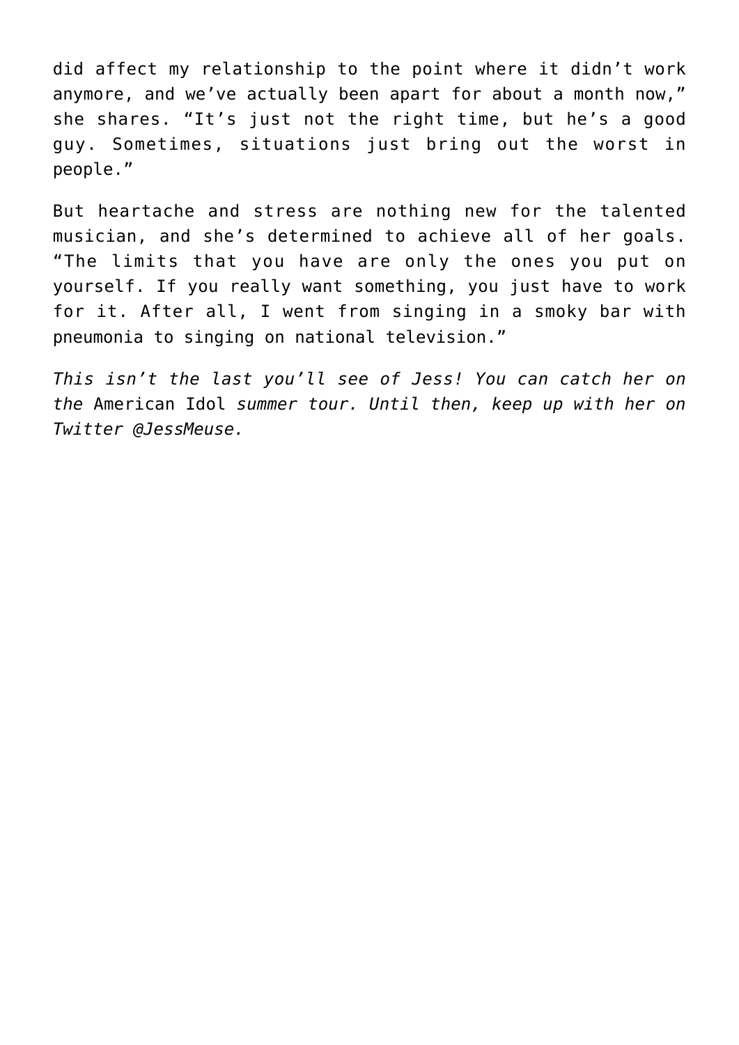did affect my relationship to the point where it didn't work anymore, and we've actually been apart for about a month now," she shares. "It's just not the right time, but he's a good guy. Sometimes, situations just bring out the worst in people."

But heartache and stress are nothing new for the talented musician, and she's determined to achieve all of her goals. "The limits that you have are only the ones you put on yourself. If you really want something, you just have to work for it. After all, I went from singing in a smoky bar with pneumonia to singing on national television."

*This isn't the last you'll see of Jess! You can catch her on the* American Idol *summer tour. Until then, keep up with her on Twitter @JessMeuse.*